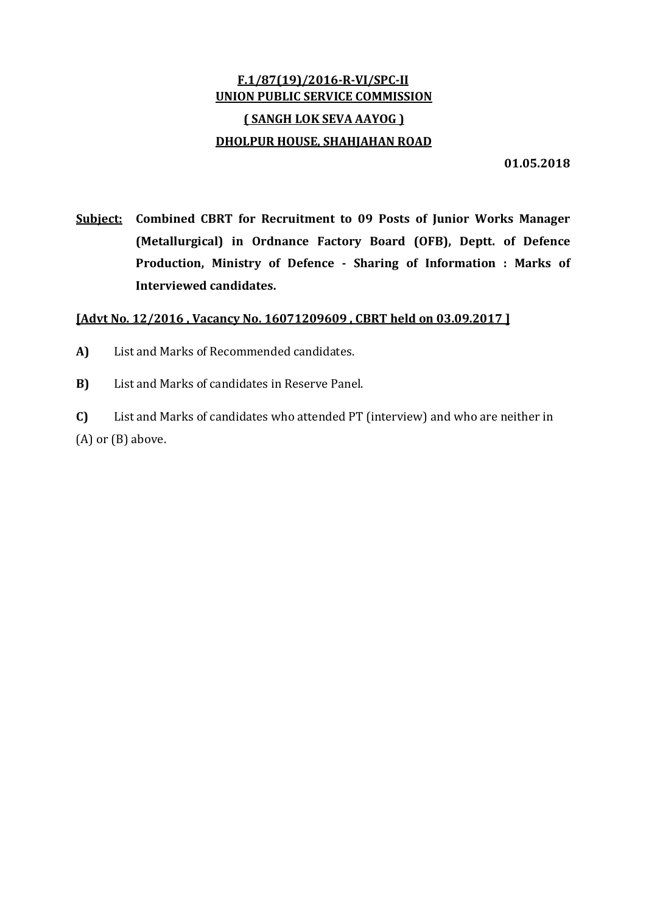**F.1/87(19)/2016-R-VI/SPC-II**
**UNION PUBLIC SERVICE COMMISSION**
**( SANGH LOK SEVA AAYOG )**
**DHOLPUR HOUSE, SHAHJAHAN ROAD**

**01.05.2018**

**Subject:** **Combined CBRT for Recruitment to 09 Posts of Junior Works Manager (Metallurgical) in Ordnance Factory Board (OFB), Deptt. of Defence Production, Ministry of Defence - Sharing of Information : Marks of Interviewed candidates.**

**[Advt No. 12/2016 , Vacancy No. 16071209609 , CBRT held on 03.09.2017 ]**

**A)** List and Marks of Recommended candidates.

**B)** List and Marks of candidates in Reserve Panel.

**C)** List and Marks of candidates who attended PT (interview) and who are neither in (A) or (B) above.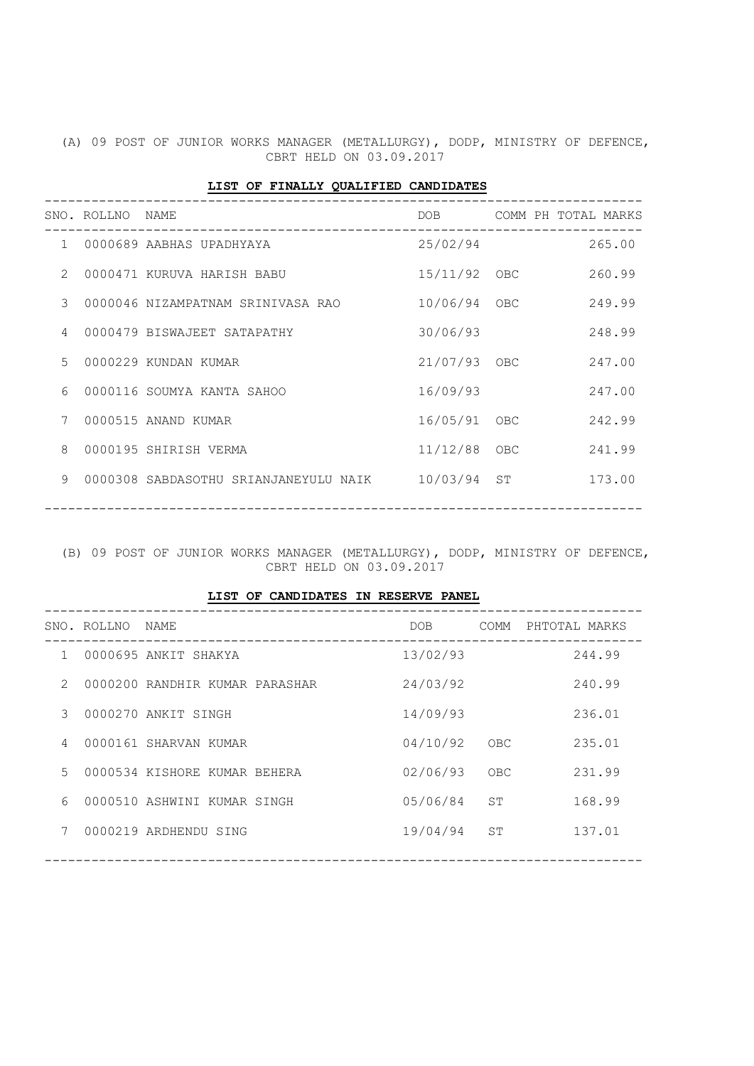(A) 09 POST OF JUNIOR WORKS MANAGER (METALLURGY), DODP, MINISTRY OF DEFENCE, CBRT HELD ON 03.09.2017

**LIST OF FINALLY QUALIFIED CANDIDATES**

| SNO. | ROLLNO | NAME | DOB | COMM | PH | TOTAL MARKS |
|---|---|---|---|---|---|---|
| 1 | 0000689 | AABHAS UPADHYAYA | 25/02/94 | | | 265.00 |
| 2 | 0000471 | KURUVA HARISH BABU | 15/11/92 | OBC | | 260.99 |
| 3 | 0000046 | NIZAMPATNAM SRINIVASA RAO | 10/06/94 | OBC | | 249.99 |
| 4 | 0000479 | BISWAJEET SATAPATHY | 30/06/93 | | | 248.99 |
| 5 | 0000229 | KUNDAN KUMAR | 21/07/93 | OBC | | 247.00 |
| 6 | 0000116 | SOUMYA KANTA SAHOO | 16/09/93 | | | 247.00 |
| 7 | 0000515 | ANAND KUMAR | 16/05/91 | OBC | | 242.99 |
| 8 | 0000195 | SHIRISH VERMA | 11/12/88 | OBC | | 241.99 |
| 9 | 0000308 | SABDASOTHU SRIANJANEYULU NAIK | 10/03/94 | ST | | 173.00 |

(B) 09 POST OF JUNIOR WORKS MANAGER (METALLURGY), DODP, MINISTRY OF DEFENCE, CBRT HELD ON 03.09.2017

**LIST OF CANDIDATES IN RESERVE PANEL**

| SNO. | ROLLNO | NAME | DOB | COMM | PH | TOTAL MARKS |
|---|---|---|---|---|---|---|
| 1 | 0000695 | ANKIT SHAKYA | 13/02/93 | | | 244.99 |
| 2 | 0000200 | RANDHIR KUMAR PARASHAR | 24/03/92 | | | 240.99 |
| 3 | 0000270 | ANKIT SINGH | 14/09/93 | | | 236.01 |
| 4 | 0000161 | SHARVAN KUMAR | 04/10/92 | OBC | | 235.01 |
| 5 | 0000534 | KISHORE KUMAR BEHERA | 02/06/93 | OBC | | 231.99 |
| 6 | 0000510 | ASHWINI KUMAR SINGH | 05/06/84 | ST | | 168.99 |
| 7 | 0000219 | ARDHENDU SING | 19/04/94 | ST | | 137.01 |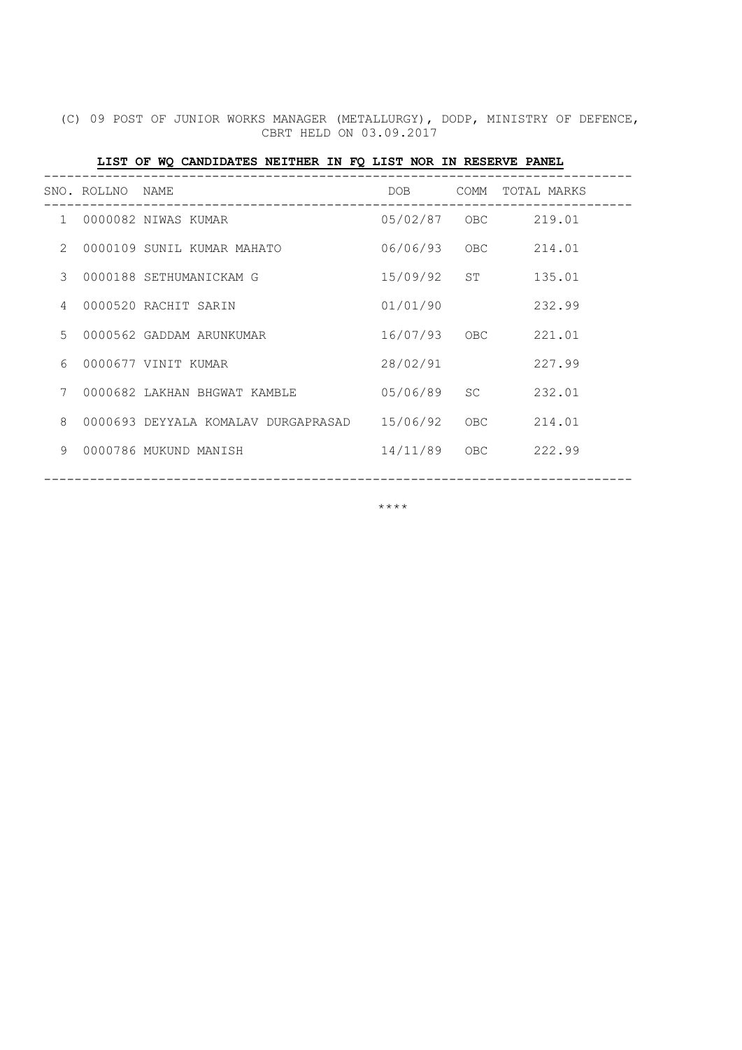(C) 09 POST OF JUNIOR WORKS MANAGER (METALLURGY), DODP, MINISTRY OF DEFENCE, CBRT HELD ON 03.09.2017

**LIST OF WQ CANDIDATES NEITHER IN FQ LIST NOR IN RESERVE PANEL**

| SNO. | ROLLNO | NAME | DOB | COMM | TOTAL MARKS |
|---|---|---|---|---|---|
| 1 | 0000082 | NIWAS KUMAR | 05/02/87 | OBC | 219.01 |
| 2 | 0000109 | SUNIL KUMAR MAHATO | 06/06/93 | OBC | 214.01 |
| 3 | 0000188 | SETHUMANICKAM G | 15/09/92 | ST | 135.01 |
| 4 | 0000520 | RACHIT SARIN | 01/01/90 | | 232.99 |
| 5 | 0000562 | GADDAM ARUNKUMAR | 16/07/93 | OBC | 221.01 |
| 6 | 0000677 | VINIT KUMAR | 28/02/91 | | 227.99 |
| 7 | 0000682 | LAKHAN BHGWAT KAMBLE | 05/06/89 | SC | 232.01 |
| 8 | 0000693 | DEYYALA KOMALAV DURGAPRASAD | 15/06/92 | OBC | 214.01 |
| 9 | 0000786 | MUKUND MANISH | 14/11/89 | OBC | 222.99 |

****